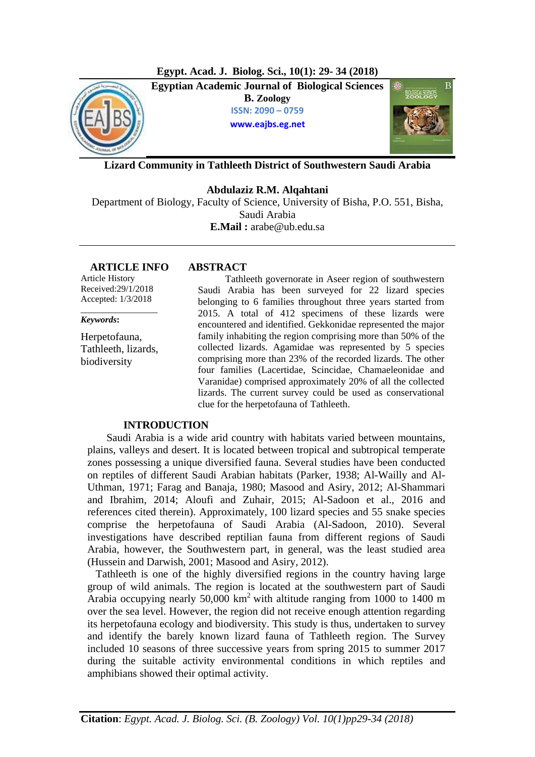Egypt. Acad. J. Biolog. Sci., 10(1): 29- 34 (2018)

**Egyptian Academic Journal of Biological Sciences**
**B. Zoology**
ISSN: 2090 – 0759
www.eajbs.eg.net

# Lizard Community in Tathleeth District of Southwestern Saudi Arabia

**Abdulaziz R.M. Alqahtani**

Department of Biology, Faculty of Science, University of Bisha, P.O. 551, Bisha, Saudi Arabia

**E.Mail :** arabe@ub.edu.sa

## ARTICLE INFO

Article History
Received:29/1/2018
Accepted: 1/3/2018

***Keywords*:**

Herpetofauna, Tathleeth, lizards, biodiversity

## ABSTRACT

Tathleeth governorate in Aseer region of southwestern Saudi Arabia has been surveyed for 22 lizard species belonging to 6 families throughout three years started from 2015. A total of 412 specimens of these lizards were encountered and identified. Gekkonidae represented the major family inhabiting the region comprising more than 50% of the collected lizards. Agamidae was represented by 5 species comprising more than 23% of the recorded lizards. The other four families (Lacertidae, Scincidae, Chamaeleonidae and Varanidae) comprised approximately 20% of all the collected lizards. The current survey could be used as conservational clue for the herpetofauna of Tathleeth.

## INTRODUCTION

Saudi Arabia is a wide arid country with habitats varied between mountains, plains, valleys and desert. It is located between tropical and subtropical temperate zones possessing a unique diversified fauna. Several studies have been conducted on reptiles of different Saudi Arabian habitats (Parker, 1938; Al-Wailly and Al-Uthman, 1971; Farag and Banaja, 1980; Masood and Asiry, 2012; Al-Shammari and Ibrahim, 2014; Aloufi and Zuhair, 2015; Al-Sadoon et al., 2016 and references cited therein). Approximately, 100 lizard species and 55 snake species comprise the herpetofauna of Saudi Arabia (Al-Sadoon, 2010). Several investigations have described reptilian fauna from different regions of Saudi Arabia, however, the Southwestern part, in general, was the least studied area (Hussein and Darwish, 2001; Masood and Asiry, 2012).

Tathleeth is one of the highly diversified regions in the country having large group of wild animals. The region is located at the southwestern part of Saudi Arabia occupying nearly 50,000 $km^2$ with altitude ranging from 1000 to 1400 m over the sea level. However, the region did not receive enough attention regarding its herpetofauna ecology and biodiversity. This study is thus, undertaken to survey and identify the barely known lizard fauna of Tathleeth region. The Survey included 10 seasons of three successive years from spring 2015 to summer 2017 during the suitable activity environmental conditions in which reptiles and amphibians showed their optimal activity.

**Citation**: *Egypt. Acad. J. Biolog. Sci. (B. Zoology) Vol. 10(1)pp29-34 (2018)*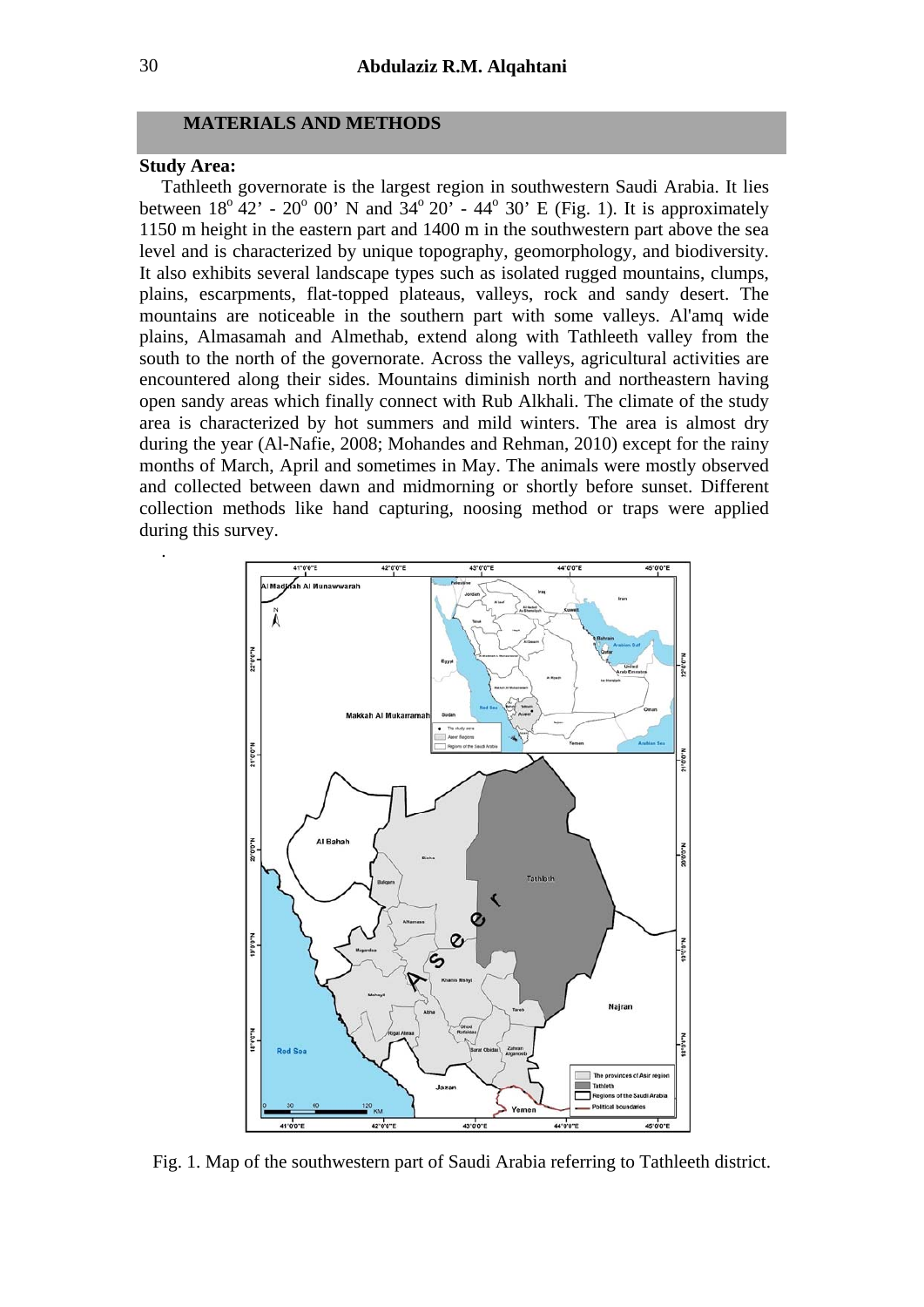## MATERIALS AND METHODS

**Study Area:**

Tathleeth governorate is the largest region in southwestern Saudi Arabia. It lies between 18° 42' - 20° 00' N and 34° 20' - 44° 30' E (Fig. 1). It is approximately 1150 m height in the eastern part and 1400 m in the southwestern part above the sea level and is characterized by unique topography, geomorphology, and biodiversity. It also exhibits several landscape types such as isolated rugged mountains, clumps, plains, escarpments, flat-topped plateaus, valleys, rock and sandy desert. The mountains are noticeable in the southern part with some valleys. Al'amq wide plains, Almasamah and Almethab, extend along with Tathleeth valley from the south to the north of the governorate. Across the valleys, agricultural activities are encountered along their sides. Mountains diminish north and northeastern having open sandy areas which finally connect with Rub Alkhali. The climate of the study area is characterized by hot summers and mild winters. The area is almost dry during the year (Al-Nafie, 2008; Mohandes and Rehman, 2010) except for the rainy months of March, April and sometimes in May. The animals were mostly observed and collected between dawn and midmorning or shortly before sunset. Different collection methods like hand capturing, noosing method or traps were applied during this survey.

Fig. 1. Map of the southwestern part of Saudi Arabia referring to Tathleeth district.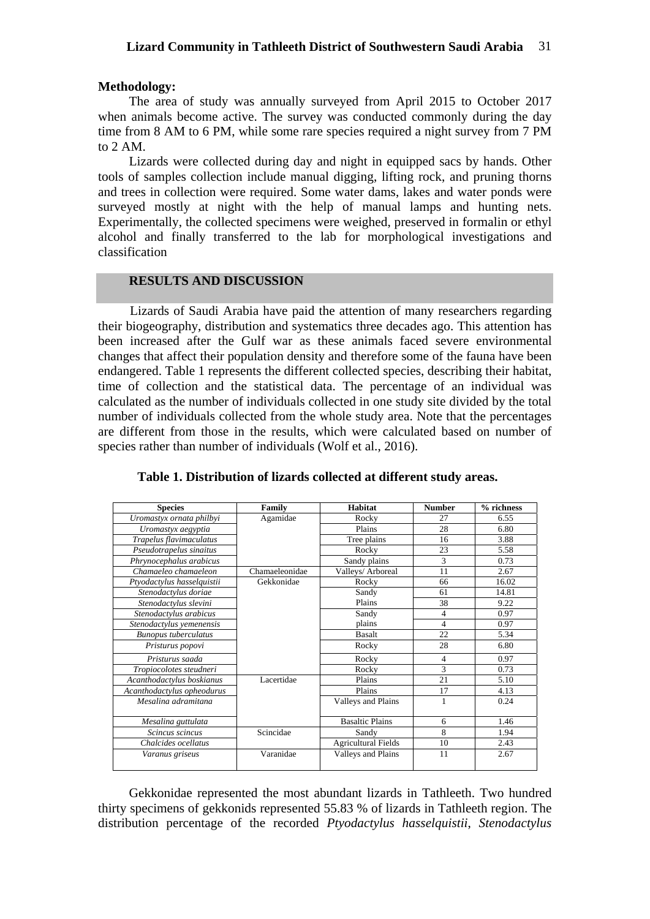**Methodology:**

The area of study was annually surveyed from April 2015 to October 2017 when animals become active. The survey was conducted commonly during the day time from 8 AM to 6 PM, while some rare species required a night survey from 7 PM to 2 AM.

Lizards were collected during day and night in equipped sacs by hands. Other tools of samples collection include manual digging, lifting rock, and pruning thorns and trees in collection were required. Some water dams, lakes and water ponds were surveyed mostly at night with the help of manual lamps and hunting nets. Experimentally, the collected specimens were weighed, preserved in formalin or ethyl alcohol and finally transferred to the lab for morphological investigations and classification

## RESULTS AND DISCUSSION

Lizards of Saudi Arabia have paid the attention of many researchers regarding their biogeography, distribution and systematics three decades ago. This attention has been increased after the Gulf war as these animals faced severe environmental changes that affect their population density and therefore some of the fauna have been endangered. Table 1 represents the different collected species, describing their habitat, time of collection and the statistical data. The percentage of an individual was calculated as the number of individuals collected in one study site divided by the total number of individuals collected from the whole study area. Note that the percentages are different from those in the results, which were calculated based on number of species rather than number of individuals (Wolf et al., 2016).

**Table 1. Distribution of lizards collected at different study areas.**

| Species | Family | Habitat | Number | % richness |
|---|---|---|---|---|
| *Uromastyx ornata philbyi* | Agamidae | Rocky | 27 | 6.55 |
| *Uromastyx aegyptia* | | Plains | 28 | 6.80 |
| *Trapelus flavimaculatus* | | Tree plains | 16 | 3.88 |
| *Pseudotrapelus sinaitus* | | Rocky | 23 | 5.58 |
| *Phrynocephalus arabicus* | | Sandy plains | 3 | 0.73 |
| *Chamaeleo chamaeleon* | Chamaeleonidae | Valleys/ Arboreal | 11 | 2.67 |
| *Ptyodactylus hasselquistii* | Gekkonidae | Rocky | 66 | 16.02 |
| *Stenodactylus doriae* | | Sandy | 61 | 14.81 |
| *Stenodactylus slevini* | | Plains | 38 | 9.22 |
| *Stenodactylus arabicus* | | Sandy | 4 | 0.97 |
| *Stenodactylus yemenensis* | | plains | 4 | 0.97 |
| *Bunopus tuberculatus* | | Basalt | 22 | 5.34 |
| *Pristurus popovi* | | Rocky | 28 | 6.80 |
| *Pristurus saada* | | Rocky | 4 | 0.97 |
| *Tropiocolotes steudneri* | | Rocky | 3 | 0.73 |
| *Acanthodactylus boskianus* | Lacertidae | Plains | 21 | 5.10 |
| *Acanthodactylus opheodurus* | | Plains | 17 | 4.13 |
| *Mesalina adramitana* | | Valleys and Plains | 1 | 0.24 |
| *Mesalina guttulata* | | Basaltic Plains | 6 | 1.46 |
| *Scincus scincus* | Scincidae | Sandy | 8 | 1.94 |
| *Chalcides ocellatus* | | Agricultural Fields | 10 | 2.43 |
| *Varanus griseus* | Varanidae | Valleys and Plains | 11 | 2.67 |

Gekkonidae represented the most abundant lizards in Tathleeth. Two hundred thirty specimens of gekkonids represented 55.83 % of lizards in Tathleeth region. The distribution percentage of the recorded *Ptyodactylus hasselquistii*, *Stenodactylus*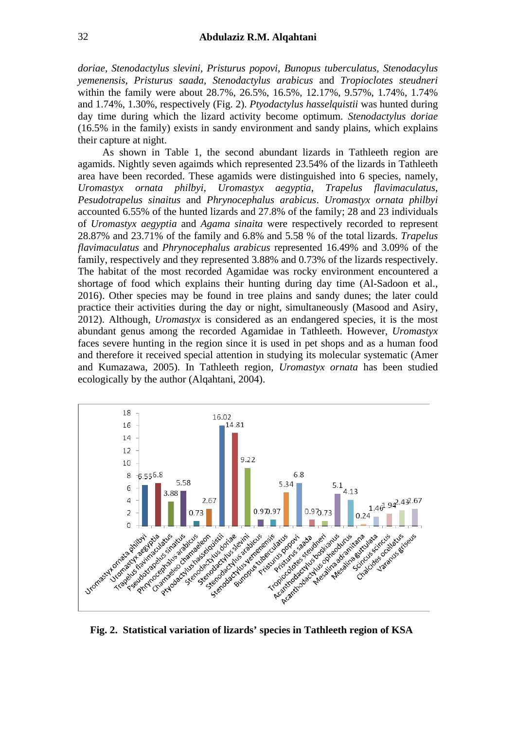*doriae*, *Stenodactylus slevini*, *Pristurus popovi*, *Bunopus tuberculatus*, *Stenodacylus yemenensis*, *Pristurus saada*, *Stenodactylus arabicus* and *Tropioclotes steudneri* within the family were about 28.7%, 26.5%, 16.5%, 12.17%, 9.57%, 1.74%, 1.74% and 1.74%, 1.30%, respectively (Fig. 2). *Ptyodactylus hasselquistii* was hunted during day time during which the lizard activity become optimum. *Stenodactylus doriae* (16.5% in the family) exists in sandy environment and sandy plains, which explains their capture at night.

As shown in Table 1, the second abundant lizards in Tathleeth region are agamids. Nightly seven agaimds which represented 23.54% of the lizards in Tathleeth area have been recorded. These agamids were distinguished into 6 species, namely, *Uromastyx ornata philbyi*, *Uromastyx aegyptia*, *Trapelus flavimaculatus*, *Pesudotrapelus sinaitus* and *Phrynocephalus arabicus*. *Uromastyx ornata philbyi* accounted 6.55% of the hunted lizards and 27.8% of the family; 28 and 23 individuals of *Uromastyx aegyptia* and *Agama sinaita* were respectively recorded to represent 28.87% and 23.71% of the family and 6.8% and 5.58 % of the total lizards. *Trapelus flavimaculatus* and *Phrynocephalus arabicus* represented 16.49% and 3.09% of the family, respectively and they represented 3.88% and 0.73% of the lizards respectively. The habitat of the most recorded Agamidae was rocky environment encountered a shortage of food which explains their hunting during day time (Al-Sadoon et al., 2016). Other species may be found in tree plains and sandy dunes; the later could practice their activities during the day or night, simultaneously (Masood and Asiry, 2012). Although, *Uromastyx* is considered as an endangered species, it is the most abundant genus among the recorded Agamidae in Tathleeth. However, *Uromastyx* faces severe hunting in the region since it is used in pet shops and as a human food and therefore it received special attention in studying its molecular systematic (Amer and Kumazawa, 2005). In Tathleeth region, *Uromastyx ornata* has been studied ecologically by the author (Alqahtani, 2004).

| Species | Value |
|---|---|
| Uromastyx ornata philbyi | 6.55 |
| Uromastyx aegyptia | 6.8 |
| Trapelus flavimaculatus | 3.88 |
| Pseudotrapelus sinaitus | 5.58 |
| Phrynocephalus arabicus | 0.73 |
| Chamaeleo chamaeleon | 2.67 |
| Ptyodactylus hasselquistii | 16.02 |
| Stenodactylus doriae | 14.81 |
| Stenodactylus slevini | 9.22 |
| Stenodactylus arabicus | 0.97 |
| Stenodactylus yemenensis | 0.97 |
| Bunopus tuberculatus | 5.34 |
| Pristurus popovi | 6.8 |
| Pristurus saada | 0.97 |
| Tropiocolotes steudneri | 0.73 |
| Acanthodactylus boskianus | 5.1 |
| Acanthodactylus opheodurus | 4.13 |
| Mesalina adramitana | 0.24 |
| Mesalina guttulata | 1.46 |
| Scincus scincus | 1.94 |
| Chalcides ocellatus | 2.43 |
| Varanus griseus | 2.67 |

**Fig. 2. Statistical variation of lizards' species in Tathleeth region of KSA**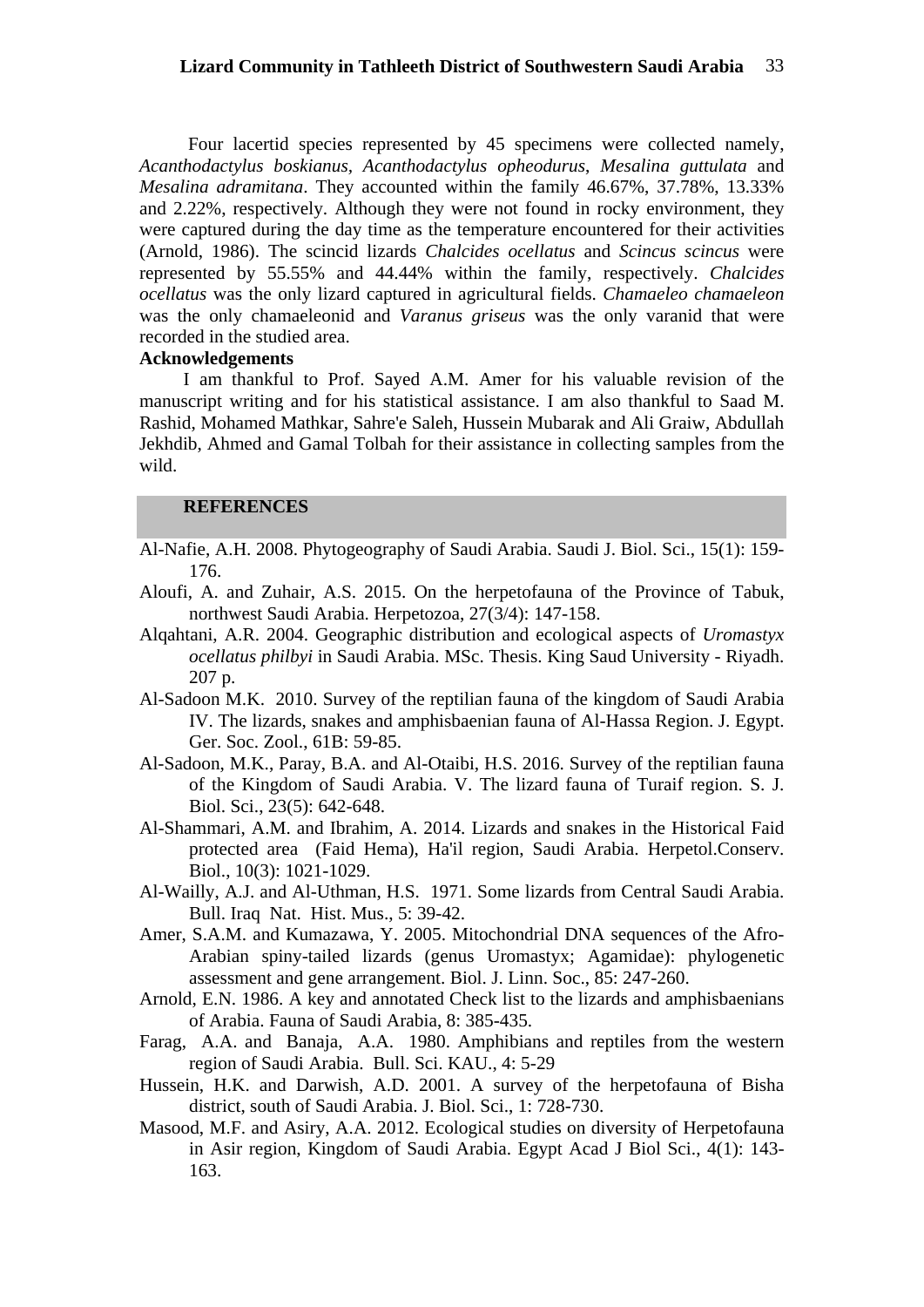Four lacertid species represented by 45 specimens were collected namely, *Acanthodactylus boskianus*, *Acanthodactylus opheodurus*, *Mesalina guttulata* and *Mesalina adramitana*. They accounted within the family 46.67%, 37.78%, 13.33% and 2.22%, respectively. Although they were not found in rocky environment, they were captured during the day time as the temperature encountered for their activities (Arnold, 1986). The scincid lizards *Chalcides ocellatus* and *Scincus scincus* were represented by 55.55% and 44.44% within the family, respectively. *Chalcides ocellatus* was the only lizard captured in agricultural fields. *Chamaeleo chamaeleon* was the only chamaeleonid and *Varanus griseus* was the only varanid that were recorded in the studied area.

**Acknowledgements**

I am thankful to Prof. Sayed A.M. Amer for his valuable revision of the manuscript writing and for his statistical assistance. I am also thankful to Saad M. Rashid, Mohamed Mathkar, Sahre'e Saleh, Hussein Mubarak and Ali Graiw, Abdullah Jekhdib, Ahmed and Gamal Tolbah for their assistance in collecting samples from the wild.

## REFERENCES

Al-Nafie, A.H. 2008. Phytogeography of Saudi Arabia. Saudi J. Biol. Sci., 15(1): 159-176.

Aloufi, A. and Zuhair, A.S. 2015. On the herpetofauna of the Province of Tabuk, northwest Saudi Arabia. Herpetozoa, 27(3/4): 147-158.

Alqahtani, A.R. 2004. Geographic distribution and ecological aspects of *Uromastyx ocellatus philbyi* in Saudi Arabia. MSc. Thesis. King Saud University - Riyadh. 207 p.

Al-Sadoon M.K. 2010. Survey of the reptilian fauna of the kingdom of Saudi Arabia IV. The lizards, snakes and amphisbaenian fauna of Al-Hassa Region. J. Egypt. Ger. Soc. Zool., 61B: 59-85.

Al-Sadoon, M.K., Paray, B.A. and Al-Otaibi, H.S. 2016. Survey of the reptilian fauna of the Kingdom of Saudi Arabia. V. The lizard fauna of Turaif region. S. J. Biol. Sci., 23(5): 642-648.

Al-Shammari, A.M. and Ibrahim, A. 2014. Lizards and snakes in the Historical Faid protected area (Faid Hema), Ha'il region, Saudi Arabia. Herpetol.Conserv. Biol., 10(3): 1021-1029.

Al-Wailly, A.J. and Al-Uthman, H.S. 1971. Some lizards from Central Saudi Arabia. Bull. Iraq Nat. Hist. Mus., 5: 39-42.

Amer, S.A.M. and Kumazawa, Y. 2005. Mitochondrial DNA sequences of the Afro-Arabian spiny-tailed lizards (genus Uromastyx; Agamidae): phylogenetic assessment and gene arrangement. Biol. J. Linn. Soc., 85: 247-260.

Arnold, E.N. 1986. A key and annotated Check list to the lizards and amphisbaenians of Arabia. Fauna of Saudi Arabia, 8: 385-435.

Farag, A.A. and Banaja, A.A. 1980. Amphibians and reptiles from the western region of Saudi Arabia. Bull. Sci. KAU., 4: 5-29

Hussein, H.K. and Darwish, A.D. 2001. A survey of the herpetofauna of Bisha district, south of Saudi Arabia. J. Biol. Sci., 1: 728-730.

Masood, M.F. and Asiry, A.A. 2012. Ecological studies on diversity of Herpetofauna in Asir region, Kingdom of Saudi Arabia. Egypt Acad J Biol Sci., 4(1): 143-163.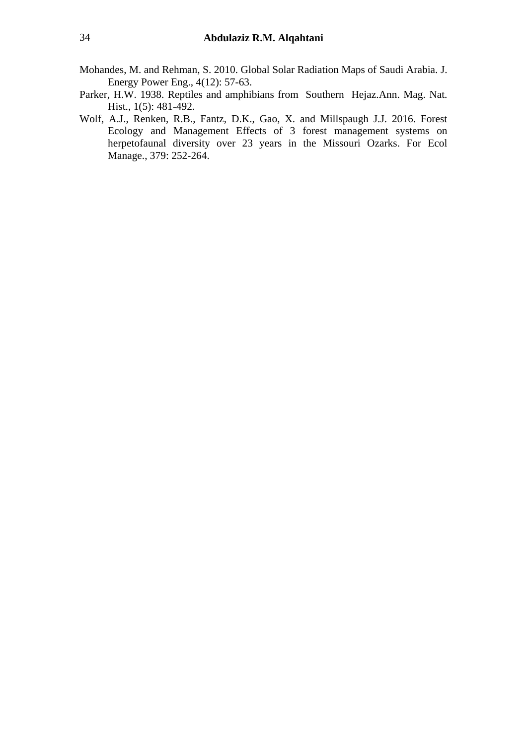Mohandes, M. and Rehman, S. 2010. Global Solar Radiation Maps of Saudi Arabia. J. Energy Power Eng., 4(12): 57-63.

Parker, H.W. 1938. Reptiles and amphibians from Southern Hejaz.Ann. Mag. Nat. Hist., 1(5): 481-492.

Wolf, A.J., Renken, R.B., Fantz, D.K., Gao, X. and Millspaugh J.J. 2016. Forest Ecology and Management Effects of 3 forest management systems on herpetofaunal diversity over 23 years in the Missouri Ozarks. For Ecol Manage., 379: 252-264.